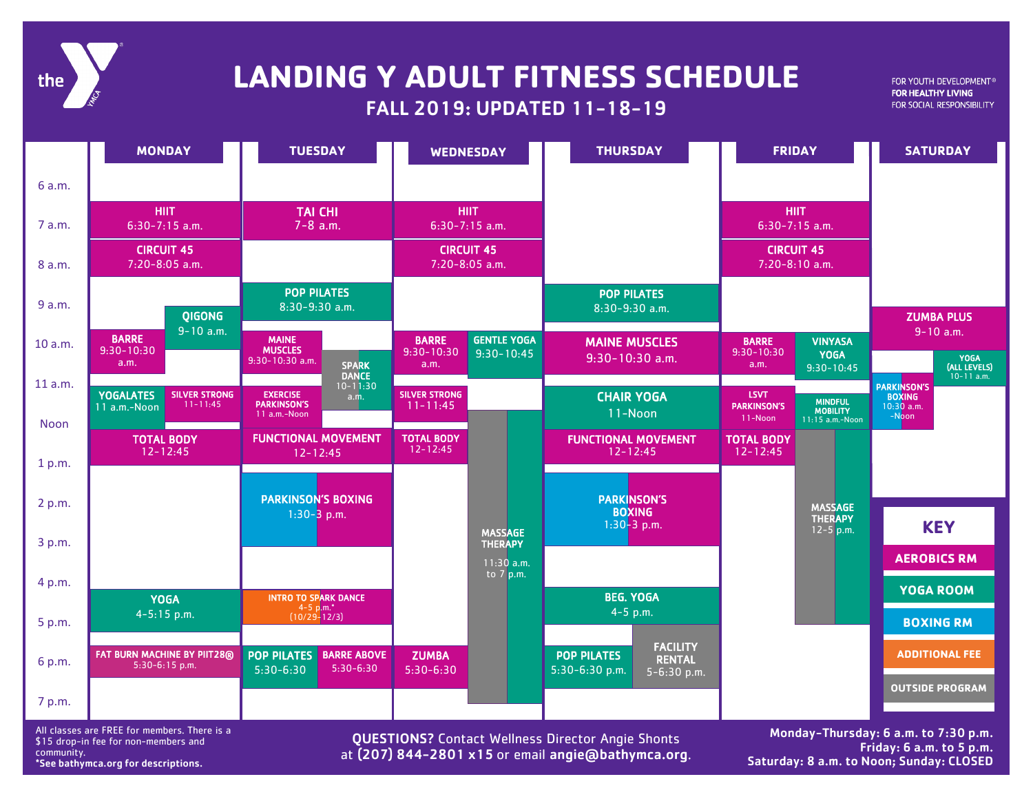# LANDING Y ADULT FITNESS SCHEDULE

## FALL 2019: UPDATED 11-18-19

FOR YOUTH DEVELOPMENT®
FOR HEALTHY LIVING
FOR SOCIAL RESPONSIBILITY

### MONDAY

- HIIT 6:30-7:15 a.m.
- CIRCUIT 45 7:20-8:05 a.m.
- QIGONG 9-10 a.m.
- BARRE 9:30-10:30 a.m.
- YOGALATES 11 a.m.-Noon
- SILVER STRONG 11-11:45
- TOTAL BODY 12-12:45
- YOGA 4-5:15 p.m.
- FAT BURN MACHINE BY PIIT28® 5:30-6:15 p.m.

### TUESDAY

- TAI CHI 7-8 a.m.
- POP PILATES 8:30-9:30 a.m.
- MAINE MUSCLES 9:30-10:30 a.m.
- SPARK DANCE 10-11:30 a.m.
- EXERCISE PARKINSON'S 11 a.m.-Noon
- FUNCTIONAL MOVEMENT 12-12:45
- PARKINSON'S BOXING 1:30-3 p.m.
- INTRO TO SPARK DANCE 4-5 p.m.* (10/29-12/3)
- POP PILATES 5:30-6:30
- BARRE ABOVE 5:30-6:30

### WEDNESDAY

- HIIT 6:30-7:15 a.m.
- CIRCUIT 45 7:20-8:05 a.m.
- BARRE 9:30-10:30 a.m.
- GENTLE YOGA 9:30-10:45
- SILVER STRONG 11-11:45
- MASSAGE THERAPY 11:30 a.m. to 7 p.m.
- TOTAL BODY 12-12:45
- ZUMBA 5:30-6:30

### THURSDAY

- POP PILATES 8:30-9:30 a.m.
- MAINE MUSCLES 9:30-10:30 a.m.
- CHAIR YOGA 11-Noon
- FUNCTIONAL MOVEMENT 12-12:45
- PARKINSON'S BOXING 1:30-3 p.m.
- BEG. YOGA 4-5 p.m.
- POP PILATES 5:30-6:30 p.m.
- FACILITY RENTAL 5-6:30 p.m.

### FRIDAY

- HIIT 6:30-7:15 a.m.
- CIRCUIT 45 7:20-8:10 a.m.
- BARRE 9:30-10:30 a.m.
- VINYASA YOGA 9:30-10:45
- LSVT PARKINSON'S 11-Noon
- MINDFUL MOBILITY 11:15 a.m.-Noon
- TOTAL BODY 12-12:45
- MASSAGE THERAPY 12-5 p.m.

### SATURDAY

- ZUMBA PLUS 9-10 a.m.
- YOGA (ALL LEVELS) 10-11 a.m.
- PARKINSON'S BOXING 10:30 a.m.-Noon

### KEY

- AEROBICS RM
- YOGA ROOM
- BOXING RM
- ADDITIONAL FEE
- OUTSIDE PROGRAM

All classes are FREE for members. There is a $15 drop-in fee for non-members and community.
**\*See bathymca.org for descriptions.**

**QUESTIONS?** Contact Wellness Director Angie Shonts at **(207) 844-2801 x15** or email **angie@bathymca.org**.

**Monday-Thursday: 6 a.m. to 7:30 p.m.**
**Friday: 6 a.m. to 5 p.m.**
**Saturday: 8 a.m. to Noon; Sunday: CLOSED**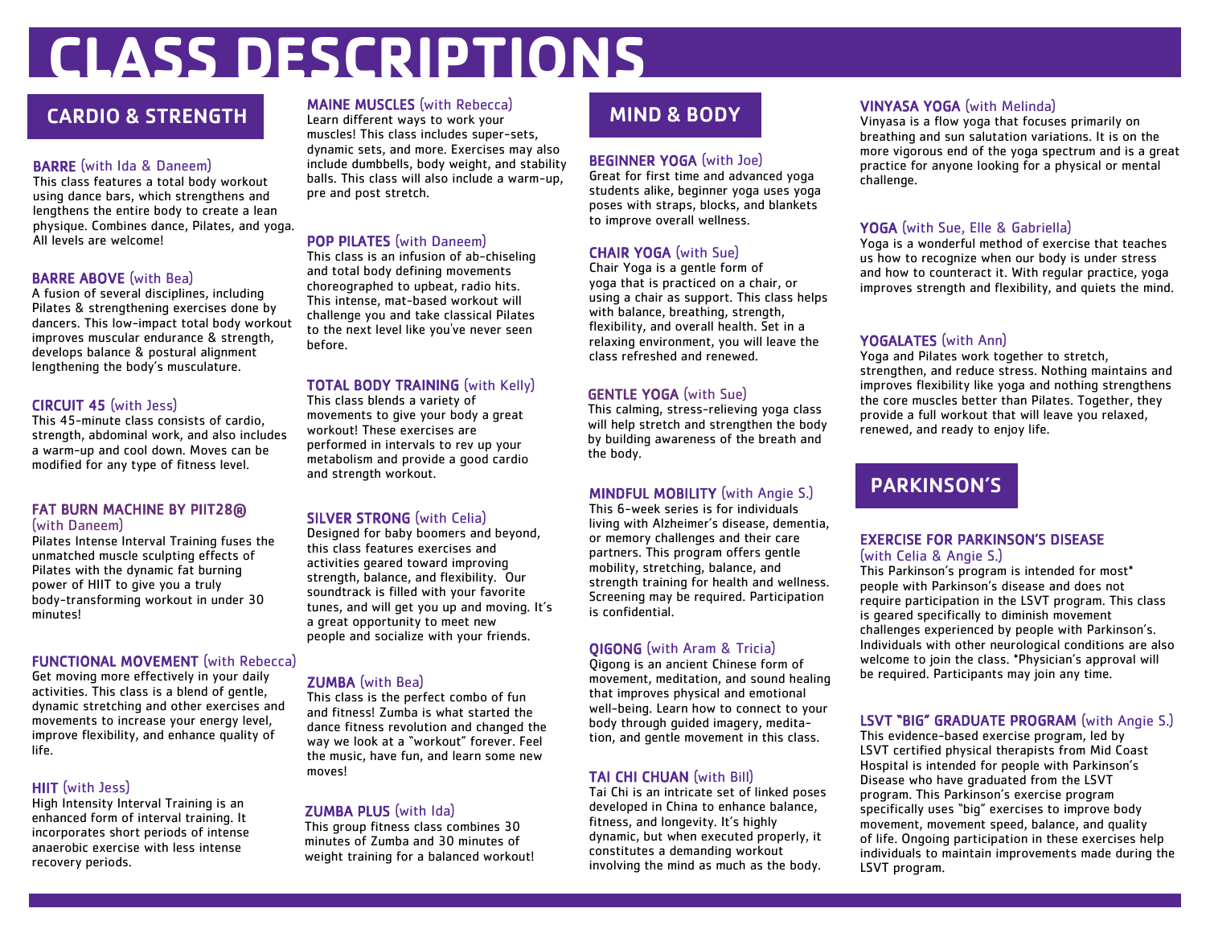# CLASS DESCRIPTIONS

## CARDIO & STRENGTH

### BARRE (with Ida & Daneem)

This class features a total body workout using dance bars, which strengthens and lengthens the entire body to create a lean physique. Combines dance, Pilates, and yoga. All levels are welcome!

### BARRE ABOVE (with Bea)

A fusion of several disciplines, including Pilates & strengthening exercises done by dancers. This low-impact total body workout improves muscular endurance & strength, develops balance & postural alignment lengthening the body's musculature.

### CIRCUIT 45 (with Jess)

This 45-minute class consists of cardio, strength, abdominal work, and also includes a warm-up and cool down. Moves can be modified for any type of fitness level.

### FAT BURN MACHINE BY PIIT28® (with Daneem)

Pilates Intense Interval Training fuses the unmatched muscle sculpting effects of Pilates with the dynamic fat burning power of HIIT to give you a truly body-transforming workout in under 30 minutes!

### FUNCTIONAL MOVEMENT (with Rebecca)

Get moving more effectively in your daily activities. This class is a blend of gentle, dynamic stretching and other exercises and movements to increase your energy level, improve flexibility, and enhance quality of life.

### HIIT (with Jess)

High Intensity Interval Training is an enhanced form of interval training. It incorporates short periods of intense anaerobic exercise with less intense recovery periods.

### MAINE MUSCLES (with Rebecca)

Learn different ways to work your muscles! This class includes super-sets, dynamic sets, and more. Exercises may also include dumbbells, body weight, and stability balls. This class will also include a warm-up, pre and post stretch.

### POP PILATES (with Daneem)

This class is an infusion of ab-chiseling and total body defining movements choreographed to upbeat, radio hits. This intense, mat-based workout will challenge you and take classical Pilates to the next level like you've never seen before.

### TOTAL BODY TRAINING (with Kelly)

This class blends a variety of movements to give your body a great workout! These exercises are performed in intervals to rev up your metabolism and provide a good cardio and strength workout.

### SILVER STRONG (with Celia)

Designed for baby boomers and beyond, this class features exercises and activities geared toward improving strength, balance, and flexibility. Our soundtrack is filled with your favorite tunes, and will get you up and moving. It's a great opportunity to meet new people and socialize with your friends.

### ZUMBA (with Bea)

This class is the perfect combo of fun and fitness! Zumba is what started the dance fitness revolution and changed the way we look at a "workout" forever. Feel the music, have fun, and learn some new moves!

### ZUMBA PLUS (with Ida)

This group fitness class combines 30 minutes of Zumba and 30 minutes of weight training for a balanced workout!

## MIND & BODY

### BEGINNER YOGA (with Joe)

Great for first time and advanced yoga students alike, beginner yoga uses yoga poses with straps, blocks, and blankets to improve overall wellness.

### CHAIR YOGA (with Sue)

Chair Yoga is a gentle form of yoga that is practiced on a chair, or using a chair as support. This class helps with balance, breathing, strength, flexibility, and overall health. Set in a relaxing environment, you will leave the class refreshed and renewed.

### GENTLE YOGA (with Sue)

This calming, stress-relieving yoga class will help stretch and strengthen the body by building awareness of the breath and the body.

### MINDFUL MOBILITY (with Angie S.)

This 6-week series is for individuals living with Alzheimer's disease, dementia, or memory challenges and their care partners. This program offers gentle mobility, stretching, balance, and strength training for health and wellness. Screening may be required. Participation is confidential.

### QIGONG (with Aram & Tricia)

Qigong is an ancient Chinese form of movement, meditation, and sound healing that improves physical and emotional well-being. Learn how to connect to your body through guided imagery, meditation, and gentle movement in this class.

### TAI CHI CHUAN (with Bill)

Tai Chi is an intricate set of linked poses developed in China to enhance balance, fitness, and longevity. It's highly dynamic, but when executed properly, it constitutes a demanding workout involving the mind as much as the body.

### VINYASA YOGA (with Melinda)

Vinyasa is a flow yoga that focuses primarily on breathing and sun salutation variations. It is on the more vigorous end of the yoga spectrum and is a great practice for anyone looking for a physical or mental challenge.

### YOGA (with Sue, Elle & Gabriella)

Yoga is a wonderful method of exercise that teaches us how to recognize when our body is under stress and how to counteract it. With regular practice, yoga improves strength and flexibility, and quiets the mind.

### YOGALATES (with Ann)

Yoga and Pilates work together to stretch, strengthen, and reduce stress. Nothing maintains and improves flexibility like yoga and nothing strengthens the core muscles better than Pilates. Together, they provide a full workout that will leave you relaxed, renewed, and ready to enjoy life.

## PARKINSON'S

### EXERCISE FOR PARKINSON'S DISEASE (with Celia & Angie S.)

This Parkinson's program is intended for most* people with Parkinson's disease and does not require participation in the LSVT program. This class is geared specifically to diminish movement challenges experienced by people with Parkinson's. Individuals with other neurological conditions are also welcome to join the class. *Physician's approval will be required. Participants may join any time.

### LSVT "BIG" GRADUATE PROGRAM (with Angie S.)

This evidence-based exercise program, led by LSVT certified physical therapists from Mid Coast Hospital is intended for people with Parkinson's Disease who have graduated from the LSVT program. This Parkinson's exercise program specifically uses "big" exercises to improve body movement, movement speed, balance, and quality of life. Ongoing participation in these exercises help individuals to maintain improvements made during the LSVT program.